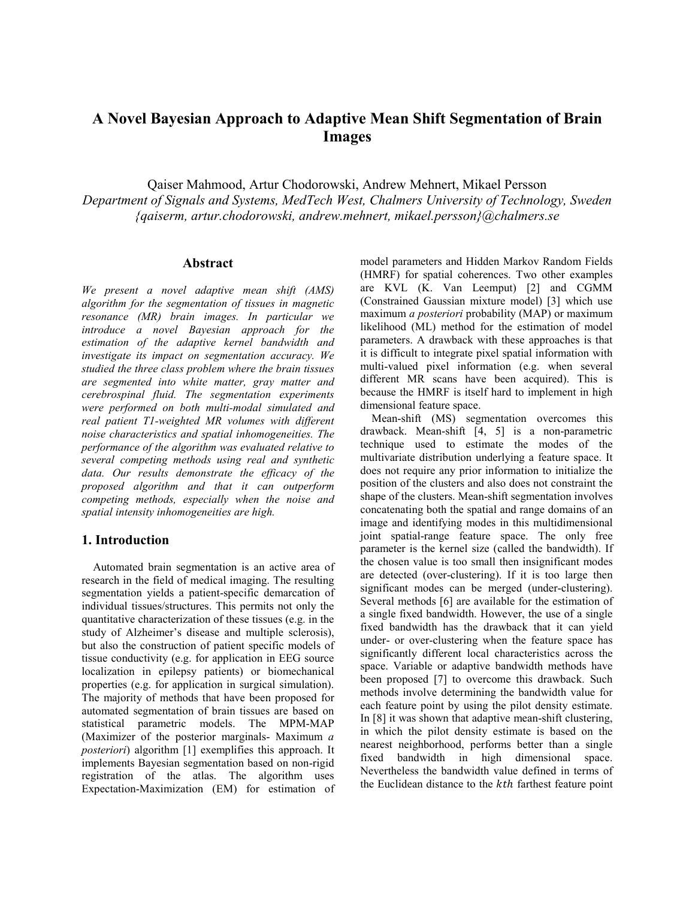# A Novel Bayesian Approach to Adaptive Mean Shift Segmentation of Brain Images

Qaiser Mahmood, Artur Chodorowski, Andrew Mehnert, Mikael Persson

*Department of Signals and Systems, MedTech West, Chalmers University of Technology, Sweden*
*{qaiserm, artur.chodorowski, andrew.mehnert, mikael.persson}@chalmers.se*

## Abstract

*We present a novel adaptive mean shift (AMS) algorithm for the segmentation of tissues in magnetic resonance (MR) brain images. In particular we introduce a novel Bayesian approach for the estimation of the adaptive kernel bandwidth and investigate its impact on segmentation accuracy. We studied the three class problem where the brain tissues are segmented into white matter, gray matter and cerebrospinal fluid. The segmentation experiments were performed on both multi-modal simulated and real patient T1-weighted MR volumes with different noise characteristics and spatial inhomogeneities. The performance of the algorithm was evaluated relative to several competing methods using real and synthetic data. Our results demonstrate the efficacy of the proposed algorithm and that it can outperform competing methods, especially when the noise and spatial intensity inhomogeneities are high.*

## 1. Introduction

Automated brain segmentation is an active area of research in the field of medical imaging. The resulting segmentation yields a patient-specific demarcation of individual tissues/structures. This permits not only the quantitative characterization of these tissues (e.g. in the study of Alzheimer's disease and multiple sclerosis), but also the construction of patient specific models of tissue conductivity (e.g. for application in EEG source localization in epilepsy patients) or biomechanical properties (e.g. for application in surgical simulation). The majority of methods that have been proposed for automated segmentation of brain tissues are based on statistical parametric models. The MPM-MAP (Maximizer of the posterior marginals- Maximum *a posteriori*) algorithm [1] exemplifies this approach. It implements Bayesian segmentation based on non-rigid registration of the atlas. The algorithm uses Expectation-Maximization (EM) for estimation of model parameters and Hidden Markov Random Fields (HMRF) for spatial coherences. Two other examples are KVL (K. Van Leemput) [2] and CGMM (Constrained Gaussian mixture model) [3] which use maximum *a posteriori* probability (MAP) or maximum likelihood (ML) method for the estimation of model parameters. A drawback with these approaches is that it is difficult to integrate pixel spatial information with multi-valued pixel information (e.g. when several different MR scans have been acquired). This is because the HMRF is itself hard to implement in high dimensional feature space.

Mean-shift (MS) segmentation overcomes this drawback. Mean-shift [4, 5] is a non-parametric technique used to estimate the modes of the multivariate distribution underlying a feature space. It does not require any prior information to initialize the position of the clusters and also does not constraint the shape of the clusters. Mean-shift segmentation involves concatenating both the spatial and range domains of an image and identifying modes in this multidimensional joint spatial-range feature space. The only free parameter is the kernel size (called the bandwidth). If the chosen value is too small then insignificant modes are detected (over-clustering). If it is too large then significant modes can be merged (under-clustering). Several methods [6] are available for the estimation of a single fixed bandwidth. However, the use of a single fixed bandwidth has the drawback that it can yield under- or over-clustering when the feature space has significantly different local characteristics across the space. Variable or adaptive bandwidth methods have been proposed [7] to overcome this drawback. Such methods involve determining the bandwidth value for each feature point by using the pilot density estimate. In [8] it was shown that adaptive mean-shift clustering, in which the pilot density estimate is based on the nearest neighborhood, performs better than a single fixed bandwidth in high dimensional space. Nevertheless the bandwidth value defined in terms of the Euclidean distance to the $kth$ farthest feature point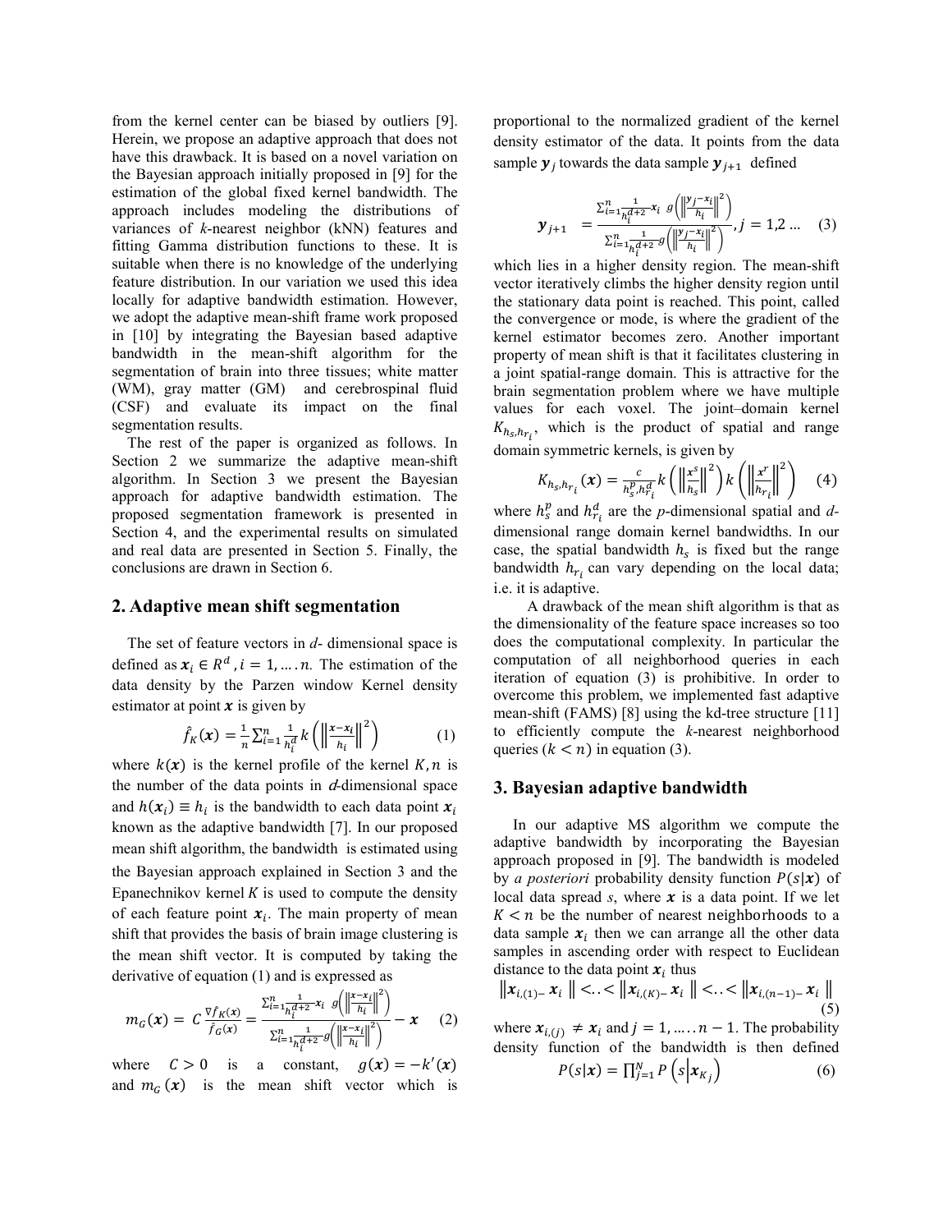from the kernel center can be biased by outliers [9]. Herein, we propose an adaptive approach that does not have this drawback. It is based on a novel variation on the Bayesian approach initially proposed in [9] for the estimation of the global fixed kernel bandwidth. The approach includes modeling the distributions of variances of *k*-nearest neighbor (kNN) features and fitting Gamma distribution functions to these. It is suitable when there is no knowledge of the underlying feature distribution. In our variation we used this idea locally for adaptive bandwidth estimation. However, we adopt the adaptive mean-shift frame work proposed in [10] by integrating the Bayesian based adaptive bandwidth in the mean-shift algorithm for the segmentation of brain into three tissues; white matter (WM), gray matter (GM) and cerebrospinal fluid (CSF) and evaluate its impact on the final segmentation results.

The rest of the paper is organized as follows. In Section 2 we summarize the adaptive mean-shift algorithm. In Section 3 we present the Bayesian approach for adaptive bandwidth estimation. The proposed segmentation framework is presented in Section 4, and the experimental results on simulated and real data are presented in Section 5. Finally, the conclusions are drawn in Section 6.

## 2. Adaptive mean shift segmentation

The set of feature vectors in *d*- dimensional space is defined as $\boldsymbol{x}_i \in R^d, i = 1, \dots . n$. The estimation of the data density by the Parzen window Kernel density estimator at point $\boldsymbol{x}$ is given by

$$\hat{f}_K(\boldsymbol{x}) = \frac{1}{n}\sum_{i=1}^{n}\frac{1}{h_i^d}k\left(\left\|\frac{x-x_i}{h_i}\right\|^2\right) \quad (1)$$

where $k(\boldsymbol{x})$ is the kernel profile of the kernel $K, n$ is the number of the data points in $d$-dimensional space and $h(\boldsymbol{x}_i) \equiv h_i$ is the bandwidth to each data point $\boldsymbol{x}_i$ known as the adaptive bandwidth [7]. In our proposed mean shift algorithm, the bandwidth is estimated using the Bayesian approach explained in Section 3 and the Epanechnikov kernel $K$ is used to compute the density of each feature point $\boldsymbol{x}_i$. The main property of mean shift that provides the basis of brain image clustering is the mean shift vector. It is computed by taking the derivative of equation (1) and is expressed as

$$m_G(\boldsymbol{x}) = C\frac{\nabla\hat{f}_K(\boldsymbol{x})}{\hat{f}_G(x)} = \frac{\sum_{i=1}^{n}\frac{1}{h_i^{d+2}}x_i\ g\left(\left\|\frac{x-x_i}{h_i}\right\|^2\right)}{\sum_{i=1}^{n}\frac{1}{h_i^{d+2}}g\left(\left\|\frac{x-x_i}{h_i}\right\|^2\right)} - \boldsymbol{x} \quad (2)$$

where $C > 0$ is a constant, $g(\boldsymbol{x}) = -k'(\boldsymbol{x})$ and $m_G(\boldsymbol{x})$ is the mean shift vector which is proportional to the normalized gradient of the kernel density estimator of the data. It points from the data sample $\boldsymbol{y}_j$ towards the data sample $\boldsymbol{y}_{j+1}$ defined

$$\boldsymbol{y}_{j+1} = \frac{\sum_{i=1}^{n}\frac{1}{h_i^{d+2}}x_i\ g\left(\left\|\frac{y_j-x_i}{h_i}\right\|^2\right)}{\sum_{i=1}^{n}\frac{1}{h_i^{d+2}}g\left(\left\|\frac{y_j-x_i}{h_i}\right\|^2\right)}, j = 1,2 \dots \quad (3)$$

which lies in a higher density region. The mean-shift vector iteratively climbs the higher density region until the stationary data point is reached. This point, called the convergence or mode, is where the gradient of the kernel estimator becomes zero. Another important property of mean shift is that it facilitates clustering in a joint spatial-range domain. This is attractive for the brain segmentation problem where we have multiple values for each voxel. The joint–domain kernel $K_{h_s,h_{r_i}}$, which is the product of spatial and range domain symmetric kernels, is given by

$$K_{h_s,h_{r_i}}(\boldsymbol{x}) = \frac{c}{h_s^p h_{r_i}^d}k\left(\left\|\frac{x^s}{h_s}\right\|^2\right)k\left(\left\|\frac{x^r}{h_{r_i}}\right\|^2\right) \quad (4)$$

where $h_s^p$ and $h_{r_i}^d$ are the *p*-dimensional spatial and *d*-dimensional range domain kernel bandwidths. In our case, the spatial bandwidth $h_s$ is fixed but the range bandwidth $h_{r_i}$ can vary depending on the local data; i.e. it is adaptive.

A drawback of the mean shift algorithm is that as the dimensionality of the feature space increases so too does the computational complexity. In particular the computation of all neighborhood queries in each iteration of equation (3) is prohibitive. In order to overcome this problem, we implemented fast adaptive mean-shift (FAMS) [8] using the kd-tree structure [11] to efficiently compute the *k*-nearest neighborhood queries ($k < n$) in equation (3).

## 3. Bayesian adaptive bandwidth

In our adaptive MS algorithm we compute the adaptive bandwidth by incorporating the Bayesian approach proposed in [9]. The bandwidth is modeled by *a posteriori* probability density function $P(s|\boldsymbol{x})$ of local data spread *s*, where $\boldsymbol{x}$ is a data point. If we let $K < n$ be the number of nearest neighborhoods to a data sample $\boldsymbol{x}_i$ then we can arrange all the other data samples in ascending order with respect to Euclidean distance to the data point $\boldsymbol{x}_i$ thus

$$\left\|\boldsymbol{x}_{i,(1)} - \boldsymbol{x}_i\right\| < .. < \left\|\boldsymbol{x}_{i,(K)} - \boldsymbol{x}_i\right\| < .. < \left\|\boldsymbol{x}_{i,(n-1)} - \boldsymbol{x}_i\right\| \quad (5)$$

where $\boldsymbol{x}_{i,(j)} \neq \boldsymbol{x}_i$ and $j = 1, \dots . n-1$. The probability density function of the bandwidth is then defined

$$P(s|\boldsymbol{x}) = \prod_{j=1}^{N} P\left(s\middle|\boldsymbol{x}_{K_j}\right) \quad (6)$$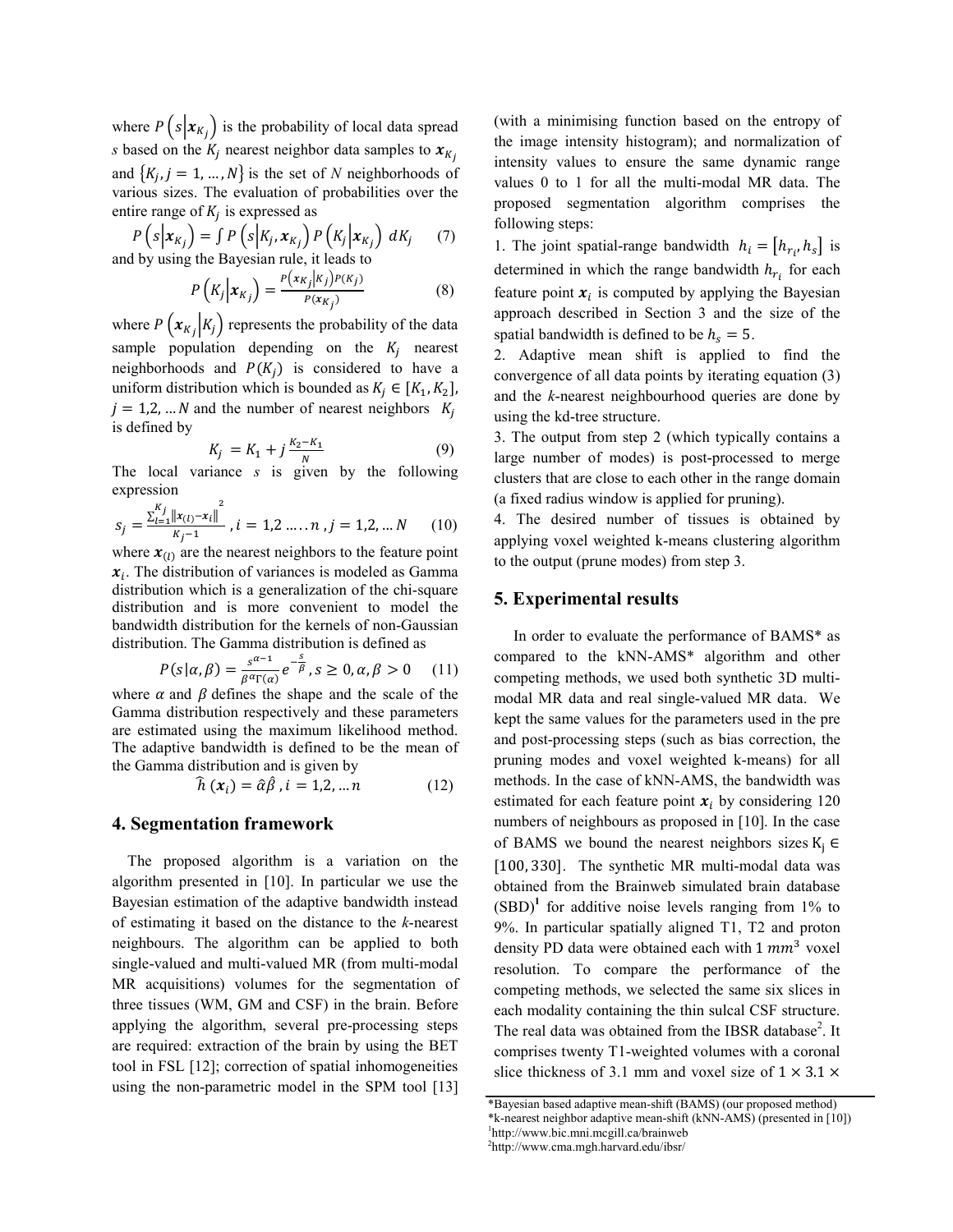where $P\left(s\middle|\boldsymbol{x}_{K_j}\right)$ is the probability of local data spread *s* based on the $K_j$ nearest neighbor data samples to $\boldsymbol{x}_{K_j}$ and $\{K_j, j = 1, \dots, N\}$ is the set of *N* neighborhoods of various sizes. The evaluation of probabilities over the entire range of $K_j$ is expressed as

$$P\left(s\middle|\boldsymbol{x}_{K_j}\right) = \int P\left(s\middle|K_j, \boldsymbol{x}_{K_j}\right) P\left(K_j\middle|\boldsymbol{x}_{K_j}\right)\, dK_j \qquad (7)$$

and by using the Bayesian rule, it leads to

$$P\left(K_j\middle|\boldsymbol{x}_{K_j}\right) = \frac{P\left(\boldsymbol{x}_{K_j}\middle|K_j\right)P(K_j)}{P(\boldsymbol{x}_{K_j})} \qquad (8)$$

where $P\left(\boldsymbol{x}_{K_j}\middle|K_j\right)$ represents the probability of the data sample population depending on the $K_j$ nearest neighborhoods and $P(K_j)$ is considered to have a uniform distribution which is bounded as $K_j \in [K_1, K_2]$, $j = 1,2, \dots N$ and the number of nearest neighbors $K_j$ is defined by

$$K_j = K_1 + j\,\frac{K_2 - K_1}{N} \qquad (9)$$

The local variance *s* is given by the following expression

$$s_j = \frac{\sum_{l=1}^{K_j} \left\|\boldsymbol{x}_{(l)} - \boldsymbol{x}_i\right\|^2}{K_j - 1}, i = 1,2 \dots . . n, j = 1,2, \dots N \qquad (10)$$

where $\boldsymbol{x}_{(l)}$ are the nearest neighbors to the feature point $\boldsymbol{x}_i$. The distribution of variances is modeled as Gamma distribution which is a generalization of the chi-square distribution and is more convenient to model the bandwidth distribution for the kernels of non-Gaussian distribution. The Gamma distribution is defined as

$$P(s|\alpha, \beta) = \frac{s^{\alpha-1}}{\beta^{\alpha}\Gamma(\alpha)} e^{-\frac{s}{\beta}}, s \geq 0, \alpha, \beta > 0 \qquad (11)$$

where $\alpha$ and $\beta$ defines the shape and the scale of the Gamma distribution respectively and these parameters are estimated using the maximum likelihood method. The adaptive bandwidth is defined to be the mean of the Gamma distribution and is given by

$$\hat{h}\,(\boldsymbol{x}_i) = \hat{\alpha}\hat{\beta}, i = 1,2, \dots n \qquad (12)$$

## 4. Segmentation framework

The proposed algorithm is a variation on the algorithm presented in [10]. In particular we use the Bayesian estimation of the adaptive bandwidth instead of estimating it based on the distance to the *k*-nearest neighbours. The algorithm can be applied to both single-valued and multi-valued MR (from multi-modal MR acquisitions) volumes for the segmentation of three tissues (WM, GM and CSF) in the brain. Before applying the algorithm, several pre-processing steps are required: extraction of the brain by using the BET tool in FSL [12]; correction of spatial inhomogeneities using the non-parametric model in the SPM tool [13] (with a minimising function based on the entropy of the image intensity histogram); and normalization of intensity values to ensure the same dynamic range values 0 to 1 for all the multi-modal MR data. The proposed segmentation algorithm comprises the following steps:

1. The joint spatial-range bandwidth $h_i = [h_{r_i}, h_s]$ is determined in which the range bandwidth $h_{r_i}$ for each feature point $\boldsymbol{x}_i$ is computed by applying the Bayesian approach described in Section 3 and the size of the spatial bandwidth is defined to be $h_s = 5$.
2. Adaptive mean shift is applied to find the convergence of all data points by iterating equation (3) and the *k*-nearest neighbourhood queries are done by using the kd-tree structure.
3. The output from step 2 (which typically contains a large number of modes) is post-processed to merge clusters that are close to each other in the range domain (a fixed radius window is applied for pruning).
4. The desired number of tissues is obtained by applying voxel weighted k-means clustering algorithm to the output (prune modes) from step 3.

## 5. Experimental results

In order to evaluate the performance of BAMS* as compared to the kNN-AMS* algorithm and other competing methods, we used both synthetic 3D multi-modal MR data and real single-valued MR data. We kept the same values for the parameters used in the pre and post-processing steps (such as bias correction, the pruning modes and voxel weighted k-means) for all methods. In the case of kNN-AMS, the bandwidth was estimated for each feature point $\boldsymbol{x}_i$ by considering 120 numbers of neighbours as proposed in [10]. In the case of BAMS we bound the nearest neighbors sizes $K_j \in [100, 330]$. The synthetic MR multi-modal data was obtained from the Brainweb simulated brain database (SBD)[1] for additive noise levels ranging from 1% to 9%. In particular spatially aligned T1, T2 and proton density PD data were obtained each with 1 $mm^3$ voxel resolution. To compare the performance of the competing methods, we selected the same six slices in each modality containing the thin sulcal CSF structure. The real data was obtained from the IBSR database[2]. It comprises twenty T1-weighted volumes with a coronal slice thickness of 3.1 mm and voxel size of $1 \times 3.1 \times$

---

*Bayesian based adaptive mean-shift (BAMS) (our proposed method)
*k-nearest neighbor adaptive mean-shift (kNN-AMS) (presented in [10])
[1] http://www.bic.mni.mcgill.ca/brainweb
[2] http://www.cma.mgh.harvard.edu/ibsr/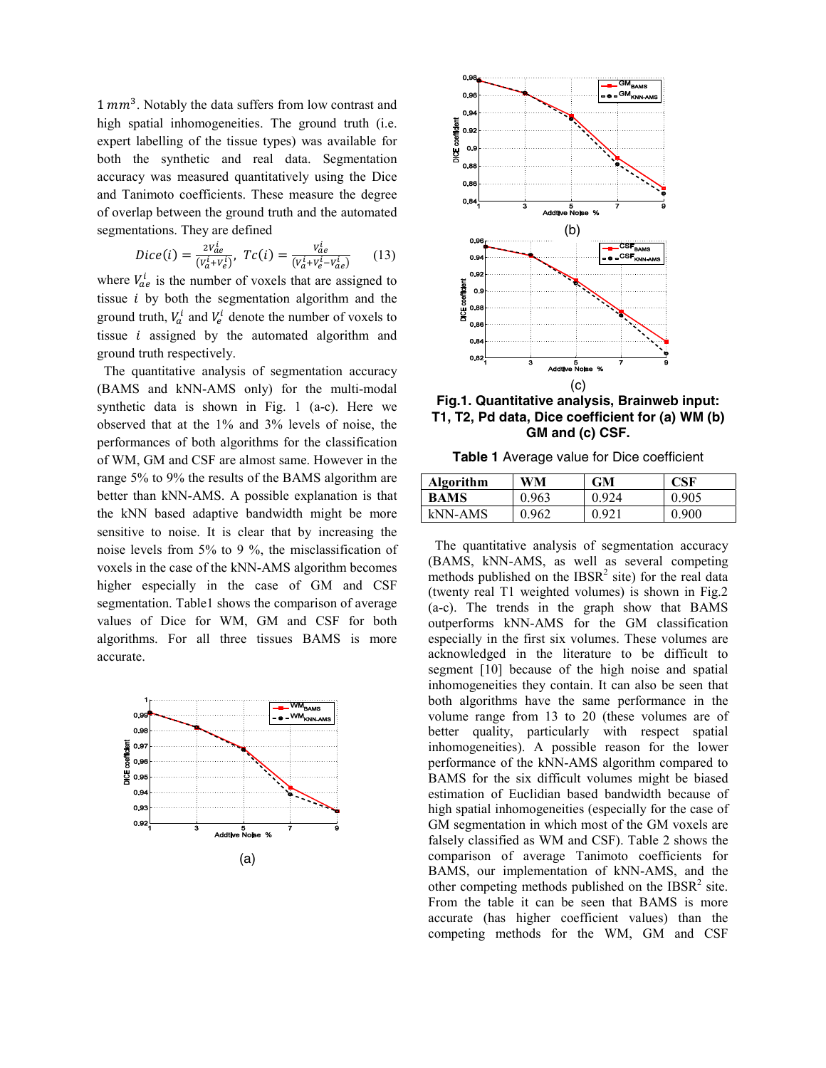$1\,mm^3$. Notably the data suffers from low contrast and high spatial inhomogeneities. The ground truth (i.e. expert labelling of the tissue types) was available for both the synthetic and real data. Segmentation accuracy was measured quantitatively using the Dice and Tanimoto coefficients. These measure the degree of overlap between the ground truth and the automated segmentations. They are defined

$$Dice(i) = \frac{2V_{ae}^i}{(V_a^i + V_e^i)},\ Tc(i) = \frac{V_{ae}^i}{(V_a^i + V_e^i - V_{ae}^i)} \qquad (13)$$

where $V_{ae}^i$ is the number of voxels that are assigned to tissue $i$ by both the segmentation algorithm and the ground truth, $V_a^i$ and $V_e^i$ denote the number of voxels to tissue $i$ assigned by the automated algorithm and ground truth respectively.

The quantitative analysis of segmentation accuracy (BAMS and kNN-AMS only) for the multi-modal synthetic data is shown in Fig. 1 (a-c). Here we observed that at the 1% and 3% levels of noise, the performances of both algorithms for the classification of WM, GM and CSF are almost same. However in the range 5% to 9% the results of the BAMS algorithm are better than kNN-AMS. A possible explanation is that the kNN based adaptive bandwidth might be more sensitive to noise. It is clear that by increasing the noise levels from 5% to 9 %, the misclassification of voxels in the case of the kNN-AMS algorithm becomes higher especially in the case of GM and CSF segmentation. Table1 shows the comparison of average values of Dice for WM, GM and CSF for both algorithms. For all three tissues BAMS is more accurate.

(a)

(b)

(c)

**Fig.1. Quantitative analysis, Brainweb input: T1, T2, Pd data, Dice coefficient for (a) WM (b) GM and (c) CSF.**

**Table 1** Average value for Dice coefficient

| Algorithm | WM | GM | CSF |
|---|---|---|---|
| **BAMS** | 0.963 | 0.924 | 0.905 |
| kNN-AMS | 0.962 | 0.921 | 0.900 |

The quantitative analysis of segmentation accuracy (BAMS, kNN-AMS, as well as several competing methods published on the IBSR[2] site) for the real data (twenty real T1 weighted volumes) is shown in Fig.2 (a-c). The trends in the graph show that BAMS outperforms kNN-AMS for the GM classification especially in the first six volumes. These volumes are acknowledged in the literature to be difficult to segment [10] because of the high noise and spatial inhomogeneities they contain. It can also be seen that both algorithms have the same performance in the volume range from 13 to 20 (these volumes are of better quality, particularly with respect spatial inhomogeneities). A possible reason for the lower performance of the kNN-AMS algorithm compared to BAMS for the six difficult volumes might be biased estimation of Euclidian based bandwidth because of high spatial inhomogeneities (especially for the case of GM segmentation in which most of the GM voxels are falsely classified as WM and CSF). Table 2 shows the comparison of average Tanimoto coefficients for BAMS, our implementation of kNN-AMS, and the other competing methods published on the IBSR[2] site. From the table it can be seen that BAMS is more accurate (has higher coefficient values) than the competing methods for the WM, GM and CSF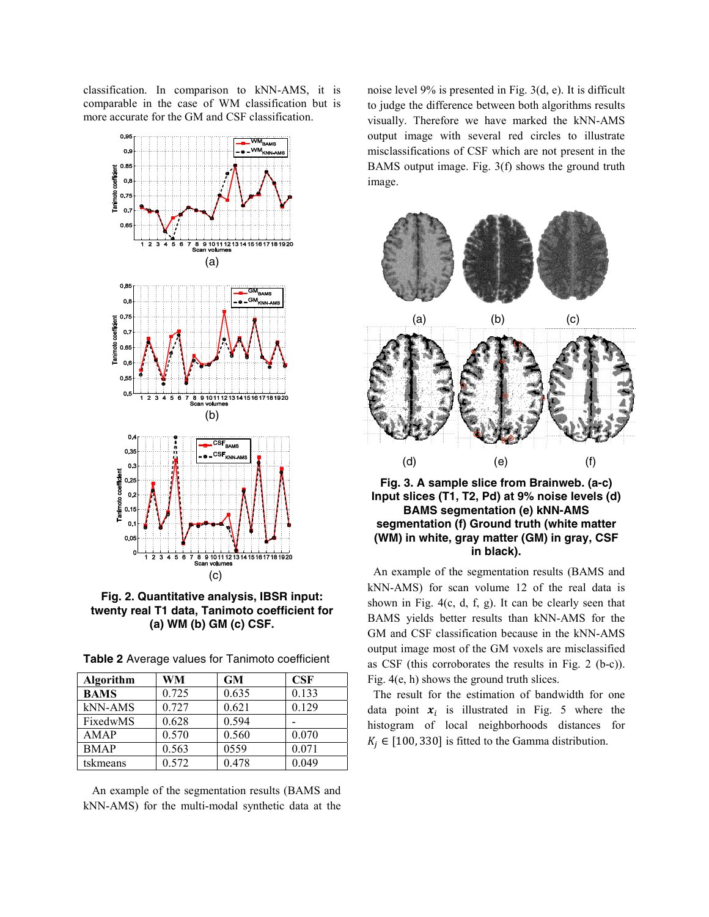classification. In comparison to kNN-AMS, it is comparable in the case of WM classification but is more accurate for the GM and CSF classification.

**Fig. 2. Quantitative analysis, IBSR input: twenty real T1 data, Tanimoto coefficient for (a) WM (b) GM (c) CSF.**

**Table 2** Average values for Tanimoto coefficient

| Algorithm | WM | GM | CSF |
|---|---|---|---|
| **BAMS** | 0.725 | 0.635 | 0.133 |
| kNN-AMS | 0.727 | 0.621 | 0.129 |
| FixedwMS | 0.628 | 0.594 | - |
| AMAP | 0.570 | 0.560 | 0.070 |
| BMAP | 0.563 | 0559 | 0.071 |
| tskmeans | 0.572 | 0.478 | 0.049 |

An example of the segmentation results (BAMS and kNN-AMS) for the multi-modal synthetic data at the noise level 9% is presented in Fig. 3(d, e). It is difficult to judge the difference between both algorithms results visually. Therefore we have marked the kNN-AMS output image with several red circles to illustrate misclassifications of CSF which are not present in the BAMS output image. Fig. 3(f) shows the ground truth image.

**Fig. 3. A sample slice from Brainweb. (a-c) Input slices (T1, T2, Pd) at 9% noise levels (d) BAMS segmentation (e) kNN-AMS segmentation (f) Ground truth (white matter (WM) in white, gray matter (GM) in gray, CSF in black).**

An example of the segmentation results (BAMS and kNN-AMS) for scan volume 12 of the real data is shown in Fig. 4(c, d, f, g). It can be clearly seen that BAMS yields better results than kNN-AMS for the GM and CSF classification because in the kNN-AMS output image most of the GM voxels are misclassified as CSF (this corroborates the results in Fig. 2 (b-c)). Fig. 4(e, h) shows the ground truth slices.

The result for the estimation of bandwidth for one data point $\boldsymbol{x}_i$ is illustrated in Fig. 5 where the histogram of local neighborhoods distances for $K_j \in [100, 330]$ is fitted to the Gamma distribution.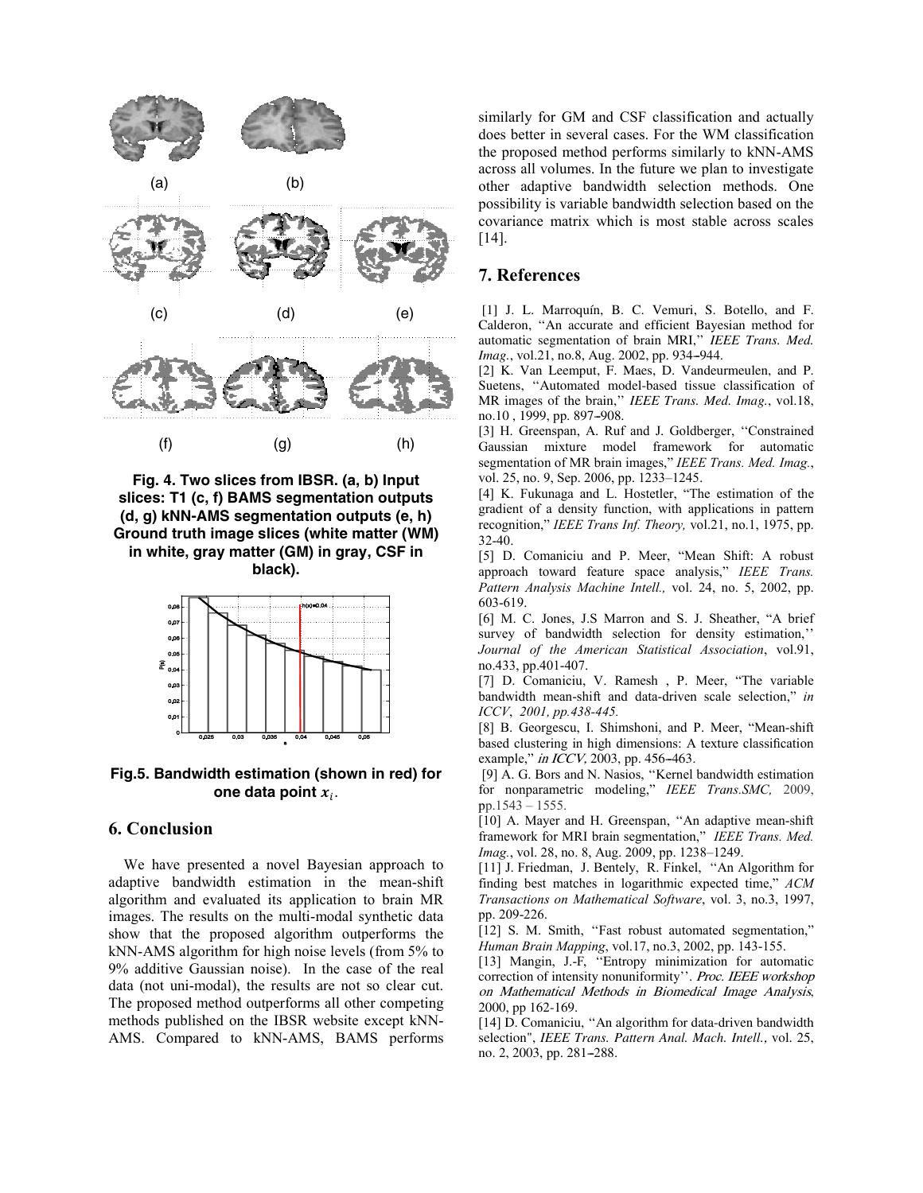(a) (b)

(c) (d) (e)

(f) (g) (h)

**Fig. 4. Two slices from IBSR. (a, b) Input slices: T1 (c, f) BAMS segmentation outputs (d, g) kNN-AMS segmentation outputs (e, h) Ground truth image slices (white matter (WM) in white, gray matter (GM) in gray, CSF in black).**

h(x)=0.04

P(s)

0,08
0,07
0,06
0,05
0,04
0,03
0,02
0,01
0

0,025 0,03 0,035 0,04 0,045 0,05

s

**Fig.5. Bandwidth estimation (shown in red) for one data point $x_i$.**

## 6. Conclusion

We have presented a novel Bayesian approach to adaptive bandwidth estimation in the mean-shift algorithm and evaluated its application to brain MR images. The results on the multi-modal synthetic data show that the proposed algorithm outperforms the kNN-AMS algorithm for high noise levels (from 5% to 9% additive Gaussian noise). In the case of the real data (not uni-modal), the results are not so clear cut. The proposed method outperforms all other competing methods published on the IBSR website except kNN-AMS. Compared to kNN-AMS, BAMS performs similarly for GM and CSF classification and actually does better in several cases. For the WM classification the proposed method performs similarly to kNN-AMS across all volumes. In the future we plan to investigate other adaptive bandwidth selection methods. One possibility is variable bandwidth selection based on the covariance matrix which is most stable across scales [14].

## 7. References

[1] J. L. Marroquín, B. C. Vemuri, S. Botello, and F. Calderon, ''An accurate and efficient Bayesian method for automatic segmentation of brain MRI,'' *IEEE Trans. Med. Imag.*, vol.21, no.8, Aug. 2002, pp. 934–944.

[2] K. Van Leemput, F. Maes, D. Vandeurmeulen, and P. Suetens, ''Automated model-based tissue classification of MR images of the brain,'' *IEEE Trans. Med. Imag.*, vol.18, no.10 , 1999, pp. 897–908.

[3] H. Greenspan, A. Ruf and J. Goldberger, ''Constrained Gaussian mixture model framework for automatic segmentation of MR brain images,'' *IEEE Trans. Med. Imag.*, vol. 25, no. 9, Sep. 2006, pp. 1233–1245.

[4] K. Fukunaga and L. Hostetler, "The estimation of the gradient of a density function, with applications in pattern recognition," *IEEE Trans Inf. Theory,* vol.21, no.1, 1975, pp. 32-40.

[5] D. Comaniciu and P. Meer, "Mean Shift: A robust approach toward feature space analysis," *IEEE Trans. Pattern Analysis Machine Intell.,* vol. 24, no. 5, 2002, pp. 603-619.

[6] M. C. Jones, J.S Marron and S. J. Sheather, "A brief survey of bandwidth selection for density estimation,'' *Journal of the American Statistical Association*, vol.91, no.433, pp.401-407.

[7] D. Comaniciu, V. Ramesh , P. Meer, "The variable bandwidth mean-shift and data-driven scale selection," *in ICCV*, *2001, pp.438-445.*

[8] B. Georgescu, I. Shimshoni, and P. Meer, "Mean-shift based clustering in high dimensions: A texture classification example," *in ICCV,* 2003, pp. 456–463.

[9] A. G. Bors and N. Nasios, ''Kernel bandwidth estimation for nonparametric modeling,'' *IEEE Trans.SMC,* 2009, pp.1543 – 1555.

[10] A. Mayer and H. Greenspan, ''An adaptive mean-shift framework for MRI brain segmentation,'' *IEEE Trans. Med. Imag.*, vol. 28, no. 8, Aug. 2009, pp. 1238–1249.

[11] J. Friedman, J. Bentely, R. Finkel, ''An Algorithm for finding best matches in logarithmic expected time,'' *ACM Transactions on Mathematical Software*, vol. 3, no.3, 1997, pp. 209-226.

[12] S. M. Smith, ''Fast robust automated segmentation,'' *Human Brain Mapping*, vol.17, no.3, 2002, pp. 143-155.

[13] Mangin, J.-F, ''Entropy minimization for automatic correction of intensity nonuniformity''. *Proc. IEEE workshop on Mathematical Methods in Biomedical Image Analysis*, 2000, pp 162-169.

[14] D. Comaniciu, ''An algorithm for data-driven bandwidth selection", *IEEE Trans. Pattern Anal. Mach. Intell.*, vol. 25, no. 2, 2003, pp. 281–288.